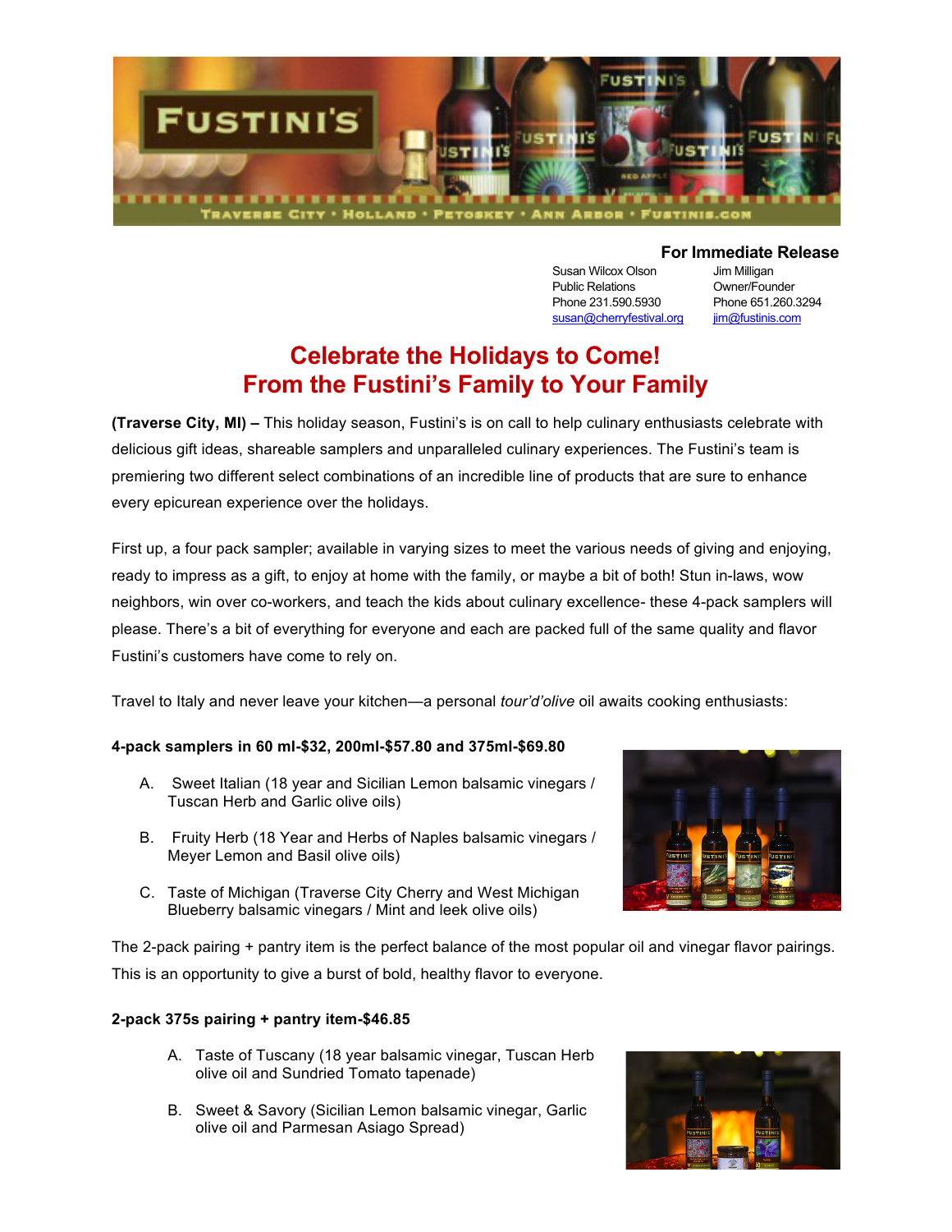**For Immediate Release**

Susan Wilcox Olson
Public Relations
Phone 231.590.5930
susan@cherryfestival.org

Jim Milligan
Owner/Founder
Phone 651.260.3294
jim@fustinis.com

# Celebrate the Holidays to Come!
# From the Fustini's Family to Your Family

**(Traverse City, MI) –** This holiday season, Fustini's is on call to help culinary enthusiasts celebrate with delicious gift ideas, shareable samplers and unparalleled culinary experiences. The Fustini's team is premiering two different select combinations of an incredible line of products that are sure to enhance every epicurean experience over the holidays.

First up, a four pack sampler; available in varying sizes to meet the various needs of giving and enjoying, ready to impress as a gift, to enjoy at home with the family, or maybe a bit of both! Stun in-laws, wow neighbors, win over co-workers, and teach the kids about culinary excellence- these 4-pack samplers will please. There's a bit of everything for everyone and each are packed full of the same quality and flavor Fustini's customers have come to rely on.

Travel to Italy and never leave your kitchen—a personal *tour'd'olive* oil awaits cooking enthusiasts:

**4-pack samplers in 60 ml-$32, 200ml-$57.80 and 375ml-$69.80**

A. Sweet Italian (18 year and Sicilian Lemon balsamic vinegars / Tuscan Herb and Garlic olive oils)

B. Fruity Herb (18 Year and Herbs of Naples balsamic vinegars / Meyer Lemon and Basil olive oils)

C. Taste of Michigan (Traverse City Cherry and West Michigan Blueberry balsamic vinegars / Mint and leek olive oils)

The 2-pack pairing + pantry item is the perfect balance of the most popular oil and vinegar flavor pairings. This is an opportunity to give a burst of bold, healthy flavor to everyone.

**2-pack 375s pairing + pantry item-$46.85**

A. Taste of Tuscany (18 year balsamic vinegar, Tuscan Herb olive oil and Sundried Tomato tapenade)

B. Sweet & Savory (Sicilian Lemon balsamic vinegar, Garlic olive oil and Parmesan Asiago Spread)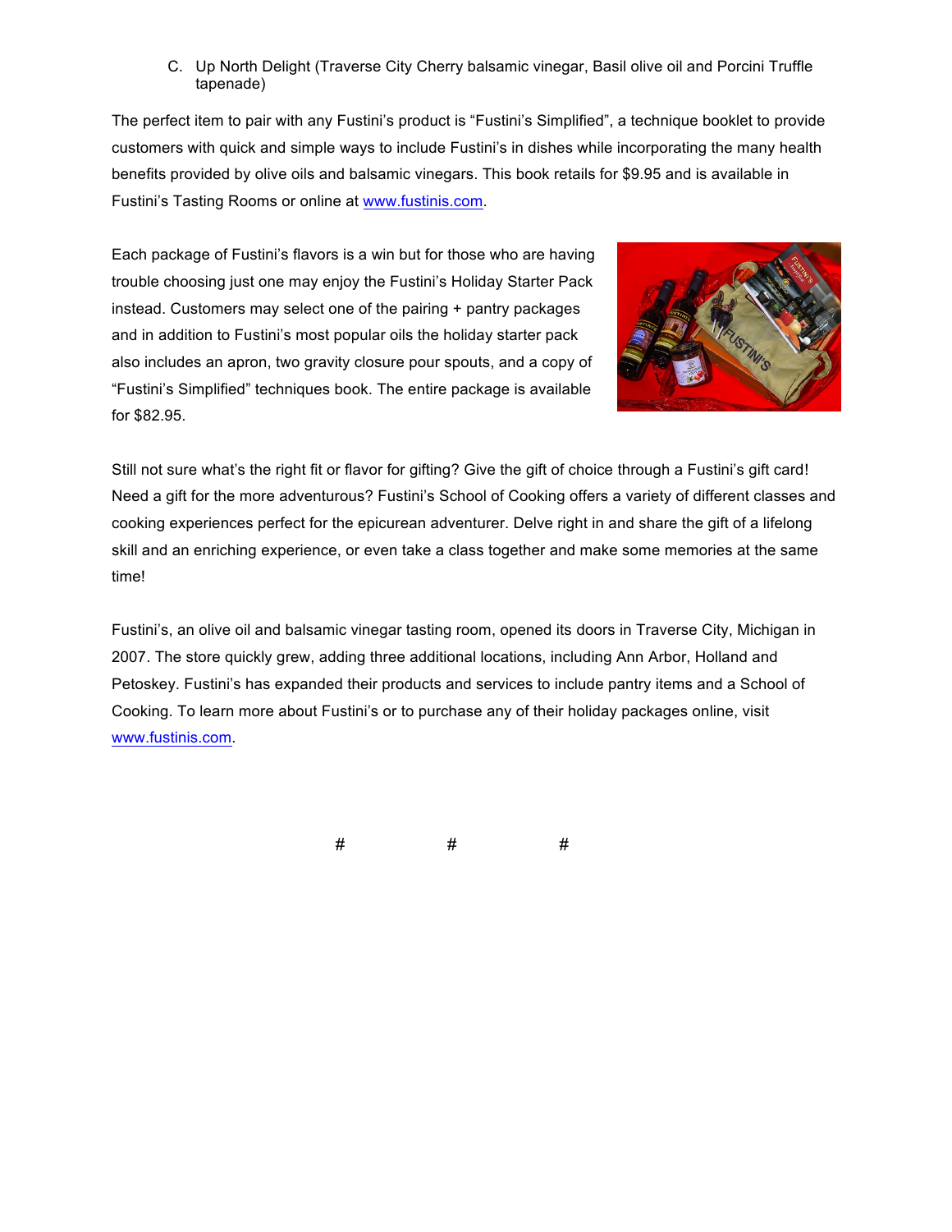C. Up North Delight (Traverse City Cherry balsamic vinegar, Basil olive oil and Porcini Truffle tapenade)

The perfect item to pair with any Fustini's product is "Fustini's Simplified", a technique booklet to provide customers with quick and simple ways to include Fustini's in dishes while incorporating the many health benefits provided by olive oils and balsamic vinegars. This book retails for $9.95 and is available in Fustini's Tasting Rooms or online at www.fustinis.com.

Each package of Fustini's flavors is a win but for those who are having trouble choosing just one may enjoy the Fustini's Holiday Starter Pack instead. Customers may select one of the pairing + pantry packages and in addition to Fustini's most popular oils the holiday starter pack also includes an apron, two gravity closure pour spouts, and a copy of "Fustini's Simplified" techniques book. The entire package is available for $82.95.

Still not sure what's the right fit or flavor for gifting? Give the gift of choice through a Fustini's gift card! Need a gift for the more adventurous? Fustini's School of Cooking offers a variety of different classes and cooking experiences perfect for the epicurean adventurer. Delve right in and share the gift of a lifelong skill and an enriching experience, or even take a class together and make some memories at the same time!

Fustini's, an olive oil and balsamic vinegar tasting room, opened its doors in Traverse City, Michigan in 2007. The store quickly grew, adding three additional locations, including Ann Arbor, Holland and Petoskey. Fustini's has expanded their products and services to include pantry items and a School of Cooking. To learn more about Fustini's or to purchase any of their holiday packages online, visit www.fustinis.com.

# # #